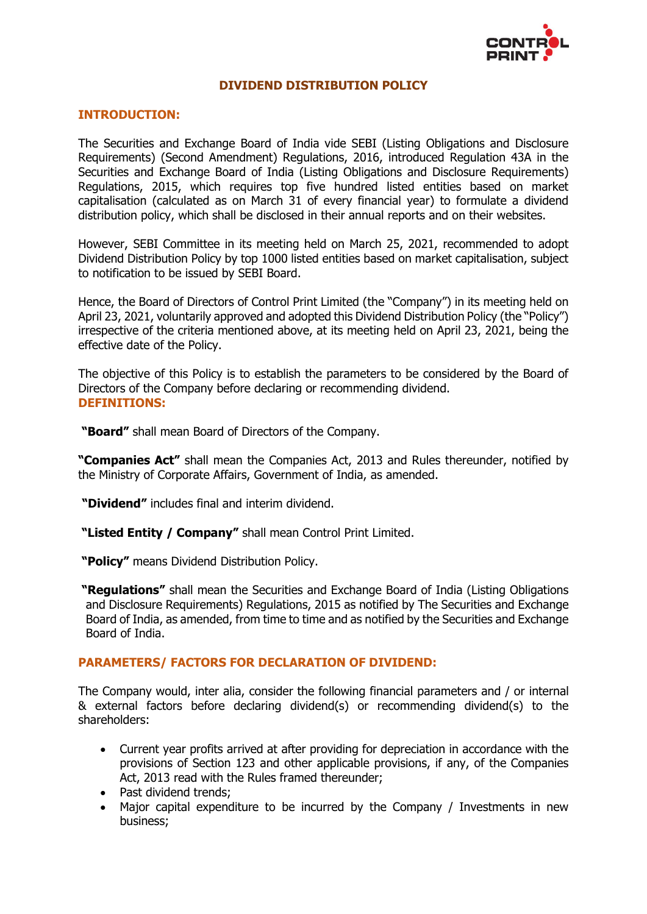# DIVIDEND DISTRIBUTION POLICY

## INTRODUCTION:

The Securities and Exchange Board of India vide SEBI (Listing Obligations and Disclosure Requirements) (Second Amendment) Regulations, 2016, introduced Regulation 43A in the Securities and Exchange Board of India (Listing Obligations and Disclosure Requirements) Regulations, 2015, which requires top five hundred listed entities based on market capitalisation (calculated as on March 31 of every financial year) to formulate a dividend distribution policy, which shall be disclosed in their annual reports and on their websites.

However, SEBI Committee in its meeting held on March 25, 2021, recommended to adopt Dividend Distribution Policy by top 1000 listed entities based on market capitalisation, subject to notification to be issued by SEBI Board.

Hence, the Board of Directors of Control Print Limited (the "Company") in its meeting held on April 23, 2021, voluntarily approved and adopted this Dividend Distribution Policy (the "Policy") irrespective of the criteria mentioned above, at its meeting held on April 23, 2021, being the effective date of the Policy.

The objective of this Policy is to establish the parameters to be considered by the Board of Directors of the Company before declaring or recommending dividend.

## DEFINITIONS:

**"Board"** shall mean Board of Directors of the Company.

**"Companies Act"** shall mean the Companies Act, 2013 and Rules thereunder, notified by the Ministry of Corporate Affairs, Government of India, as amended.

**"Dividend"** includes final and interim dividend.

**"Listed Entity / Company"** shall mean Control Print Limited.

**"Policy"** means Dividend Distribution Policy.

**"Regulations"** shall mean the Securities and Exchange Board of India (Listing Obligations and Disclosure Requirements) Regulations, 2015 as notified by The Securities and Exchange Board of India, as amended, from time to time and as notified by the Securities and Exchange Board of India.

## PARAMETERS/ FACTORS FOR DECLARATION OF DIVIDEND:

The Company would, inter alia, consider the following financial parameters and / or internal & external factors before declaring dividend(s) or recommending dividend(s) to the shareholders:

- Current year profits arrived at after providing for depreciation in accordance with the provisions of Section 123 and other applicable provisions, if any, of the Companies Act, 2013 read with the Rules framed thereunder;
- Past dividend trends;
- Major capital expenditure to be incurred by the Company / Investments in new business;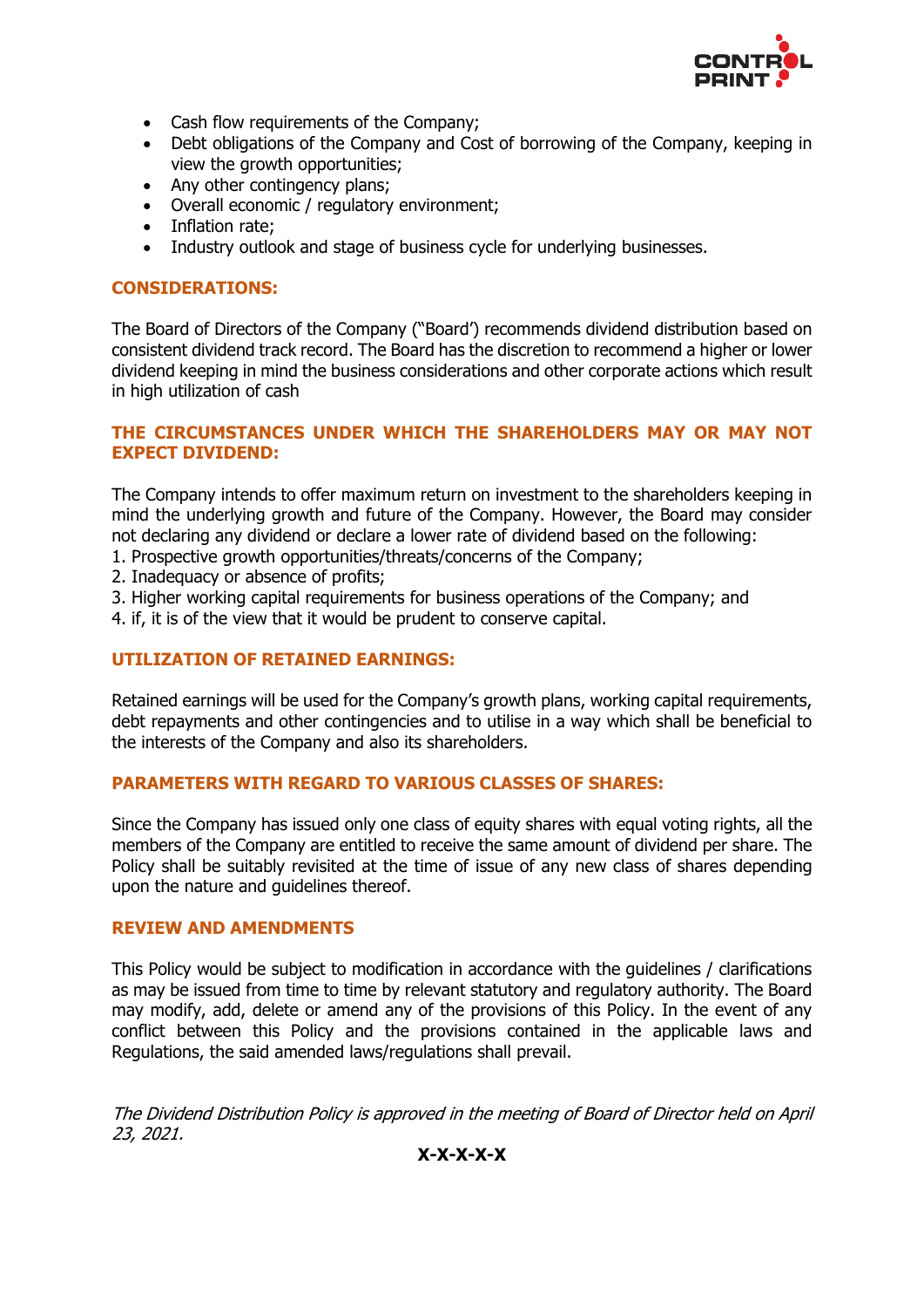- Cash flow requirements of the Company;
- Debt obligations of the Company and Cost of borrowing of the Company, keeping in view the growth opportunities;
- Any other contingency plans;
- Overall economic / regulatory environment;
- Inflation rate;
- Industry outlook and stage of business cycle for underlying businesses.

## CONSIDERATIONS:

The Board of Directors of the Company ("Board') recommends dividend distribution based on consistent dividend track record. The Board has the discretion to recommend a higher or lower dividend keeping in mind the business considerations and other corporate actions which result in high utilization of cash

## THE CIRCUMSTANCES UNDER WHICH THE SHAREHOLDERS MAY OR MAY NOT EXPECT DIVIDEND:

The Company intends to offer maximum return on investment to the shareholders keeping in mind the underlying growth and future of the Company. However, the Board may consider not declaring any dividend or declare a lower rate of dividend based on the following:

1. Prospective growth opportunities/threats/concerns of the Company;
2. Inadequacy or absence of profits;
3. Higher working capital requirements for business operations of the Company; and
4. if, it is of the view that it would be prudent to conserve capital.

## UTILIZATION OF RETAINED EARNINGS:

Retained earnings will be used for the Company's growth plans, working capital requirements, debt repayments and other contingencies and to utilise in a way which shall be beneficial to the interests of the Company and also its shareholders.

## PARAMETERS WITH REGARD TO VARIOUS CLASSES OF SHARES:

Since the Company has issued only one class of equity shares with equal voting rights, all the members of the Company are entitled to receive the same amount of dividend per share. The Policy shall be suitably revisited at the time of issue of any new class of shares depending upon the nature and guidelines thereof.

## REVIEW AND AMENDMENTS

This Policy would be subject to modification in accordance with the guidelines / clarifications as may be issued from time to time by relevant statutory and regulatory authority. The Board may modify, add, delete or amend any of the provisions of this Policy. In the event of any conflict between this Policy and the provisions contained in the applicable laws and Regulations, the said amended laws/regulations shall prevail.

*The Dividend Distribution Policy is approved in the meeting of Board of Director held on April 23, 2021.*

**x-x-x-x-x**